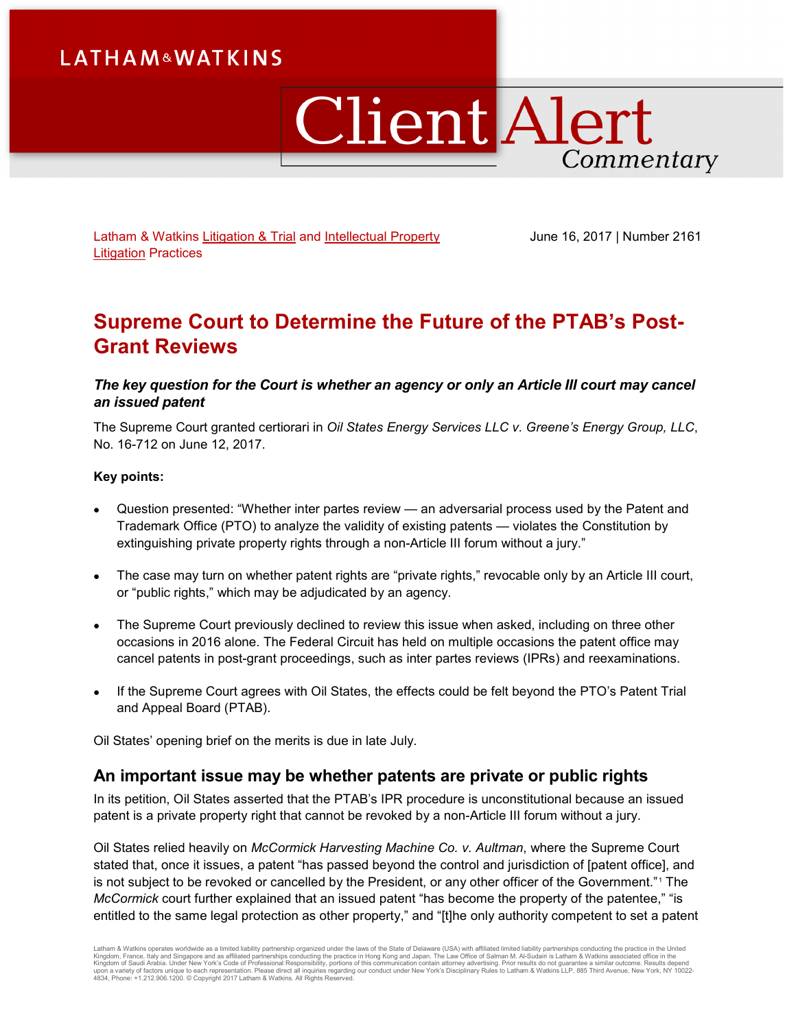Latham & Watkins Litigation & Trial and Intellectual Property Litigation Practices

June 16, 2017 | Number 2161

# Supreme Court to Determine the Future of the PTAB's Post-Grant Reviews

***The key question for the Court is whether an agency or only an Article III court may cancel an issued patent***

The Supreme Court granted certiorari in *Oil States Energy Services LLC v. Greene's Energy Group, LLC*, No. 16-712 on June 12, 2017.

**Key points:**

- Question presented: "Whether inter partes review — an adversarial process used by the Patent and Trademark Office (PTO) to analyze the validity of existing patents — violates the Constitution by extinguishing private property rights through a non-Article III forum without a jury."
- The case may turn on whether patent rights are "private rights," revocable only by an Article III court, or "public rights," which may be adjudicated by an agency.
- The Supreme Court previously declined to review this issue when asked, including on three other occasions in 2016 alone. The Federal Circuit has held on multiple occasions the patent office may cancel patents in post-grant proceedings, such as inter partes reviews (IPRs) and reexaminations.
- If the Supreme Court agrees with Oil States, the effects could be felt beyond the PTO's Patent Trial and Appeal Board (PTAB).

Oil States' opening brief on the merits is due in late July.

## An important issue may be whether patents are private or public rights

In its petition, Oil States asserted that the PTAB's IPR procedure is unconstitutional because an issued patent is a private property right that cannot be revoked by a non-Article III forum without a jury.

Oil States relied heavily on *McCormick Harvesting Machine Co. v. Aultman*, where the Supreme Court stated that, once it issues, a patent "has passed beyond the control and jurisdiction of [patent office], and is not subject to be revoked or cancelled by the President, or any other officer of the Government."[1] The *McCormick* court further explained that an issued patent "has become the property of the patentee," "is entitled to the same legal protection as other property," and "[t]he only authority competent to set a patent

Latham & Watkins operates worldwide as a limited liability partnership organized under the laws of the State of Delaware (USA) with affiliated limited liability partnerships conducting the practice in the United Kingdom, France, Italy and Singapore and as affiliated partnerships conducting the practice in Hong Kong and Japan. The Law Office of Salman M. Al-Sudairi is Latham & Watkins associated office in the Kingdom of Saudi Arabia. Under New York's Code of Professional Responsibility, portions of this communication contain attorney advertising. Prior results do not guarantee a similar outcome. Results depend upon a variety of factors unique to each representation. Please direct all inquiries regarding our conduct under New York's Disciplinary Rules to Latham & Watkins LLP, 885 Third Avenue, New York, NY 10022-4834, Phone: +1.212.906.1200. © Copyright 2017 Latham & Watkins. All Rights Reserved.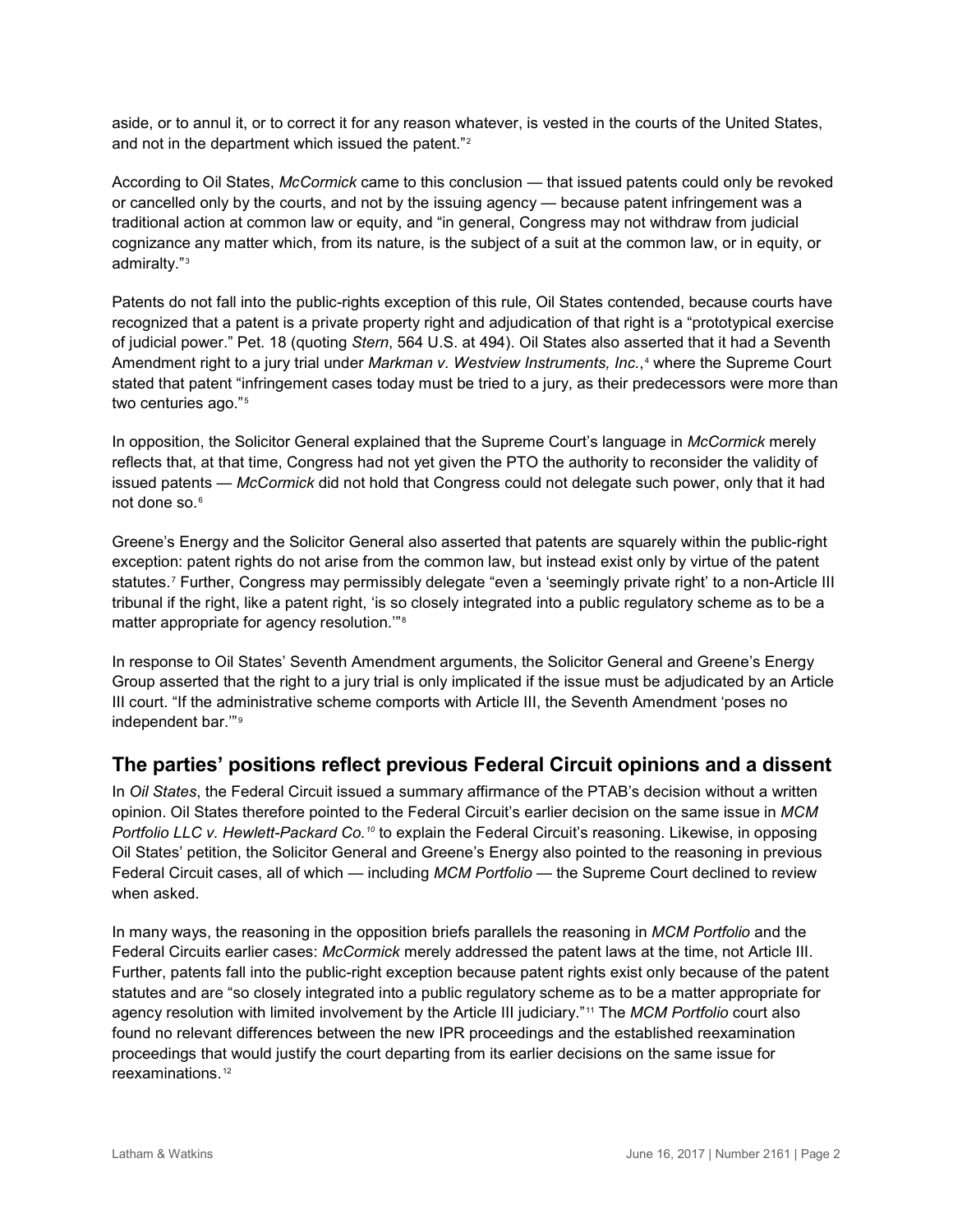aside, or to annul it, or to correct it for any reason whatever, is vested in the courts of the United States, and not in the department which issued the patent."[2]

According to Oil States, *McCormick* came to this conclusion — that issued patents could only be revoked or cancelled only by the courts, and not by the issuing agency — because patent infringement was a traditional action at common law or equity, and "in general, Congress may not withdraw from judicial cognizance any matter which, from its nature, is the subject of a suit at the common law, or in equity, or admiralty."[3]

Patents do not fall into the public-rights exception of this rule, Oil States contended, because courts have recognized that a patent is a private property right and adjudication of that right is a "prototypical exercise of judicial power." Pet. 18 (quoting *Stern*, 564 U.S. at 494). Oil States also asserted that it had a Seventh Amendment right to a jury trial under *Markman v. Westview Instruments, Inc.*,[4] where the Supreme Court stated that patent "infringement cases today must be tried to a jury, as their predecessors were more than two centuries ago."[5]

In opposition, the Solicitor General explained that the Supreme Court's language in *McCormick* merely reflects that, at that time, Congress had not yet given the PTO the authority to reconsider the validity of issued patents — *McCormick* did not hold that Congress could not delegate such power, only that it had not done so.[6]

Greene's Energy and the Solicitor General also asserted that patents are squarely within the public-right exception: patent rights do not arise from the common law, but instead exist only by virtue of the patent statutes.[7] Further, Congress may permissibly delegate "even a 'seemingly private right' to a non-Article III tribunal if the right, like a patent right, 'is so closely integrated into a public regulatory scheme as to be a matter appropriate for agency resolution.'"[8]

In response to Oil States' Seventh Amendment arguments, the Solicitor General and Greene's Energy Group asserted that the right to a jury trial is only implicated if the issue must be adjudicated by an Article III court. "If the administrative scheme comports with Article III, the Seventh Amendment 'poses no independent bar.'"[9]

## The parties' positions reflect previous Federal Circuit opinions and a dissent

In *Oil States*, the Federal Circuit issued a summary affirmance of the PTAB's decision without a written opinion. Oil States therefore pointed to the Federal Circuit's earlier decision on the same issue in *MCM Portfolio LLC v. Hewlett-Packard Co.*[10] to explain the Federal Circuit's reasoning. Likewise, in opposing Oil States' petition, the Solicitor General and Greene's Energy also pointed to the reasoning in previous Federal Circuit cases, all of which — including *MCM Portfolio* — the Supreme Court declined to review when asked.

In many ways, the reasoning in the opposition briefs parallels the reasoning in *MCM Portfolio* and the Federal Circuits earlier cases: *McCormick* merely addressed the patent laws at the time, not Article III. Further, patents fall into the public-right exception because patent rights exist only because of the patent statutes and are "so closely integrated into a public regulatory scheme as to be a matter appropriate for agency resolution with limited involvement by the Article III judiciary."[11] The *MCM Portfolio* court also found no relevant differences between the new IPR proceedings and the established reexamination proceedings that would justify the court departing from its earlier decisions on the same issue for reexaminations.[12]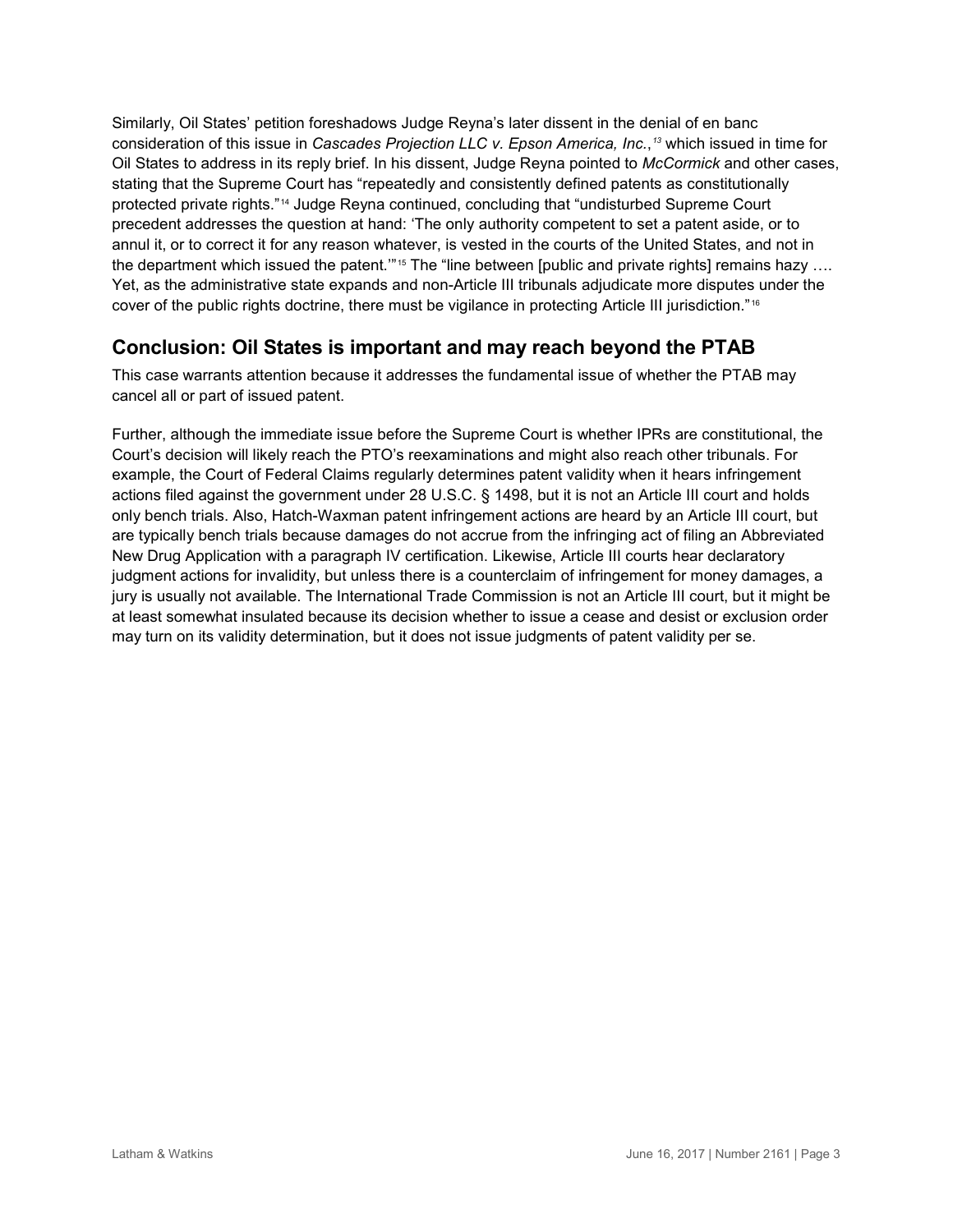Similarly, Oil States' petition foreshadows Judge Reyna's later dissent in the denial of en banc consideration of this issue in *Cascades Projection LLC v. Epson America, Inc.*,[13] which issued in time for Oil States to address in its reply brief. In his dissent, Judge Reyna pointed to *McCormick* and other cases, stating that the Supreme Court has "repeatedly and consistently defined patents as constitutionally protected private rights."[14] Judge Reyna continued, concluding that "undisturbed Supreme Court precedent addresses the question at hand: 'The only authority competent to set a patent aside, or to annul it, or to correct it for any reason whatever, is vested in the courts of the United States, and not in the department which issued the patent.'"[15] The "line between [public and private rights] remains hazy …. Yet, as the administrative state expands and non-Article III tribunals adjudicate more disputes under the cover of the public rights doctrine, there must be vigilance in protecting Article III jurisdiction."[16]

## Conclusion: Oil States is important and may reach beyond the PTAB

This case warrants attention because it addresses the fundamental issue of whether the PTAB may cancel all or part of issued patent.

Further, although the immediate issue before the Supreme Court is whether IPRs are constitutional, the Court's decision will likely reach the PTO's reexaminations and might also reach other tribunals. For example, the Court of Federal Claims regularly determines patent validity when it hears infringement actions filed against the government under 28 U.S.C. § 1498, but it is not an Article III court and holds only bench trials. Also, Hatch-Waxman patent infringement actions are heard by an Article III court, but are typically bench trials because damages do not accrue from the infringing act of filing an Abbreviated New Drug Application with a paragraph IV certification. Likewise, Article III courts hear declaratory judgment actions for invalidity, but unless there is a counterclaim of infringement for money damages, a jury is usually not available. The International Trade Commission is not an Article III court, but it might be at least somewhat insulated because its decision whether to issue a cease and desist or exclusion order may turn on its validity determination, but it does not issue judgments of patent validity per se.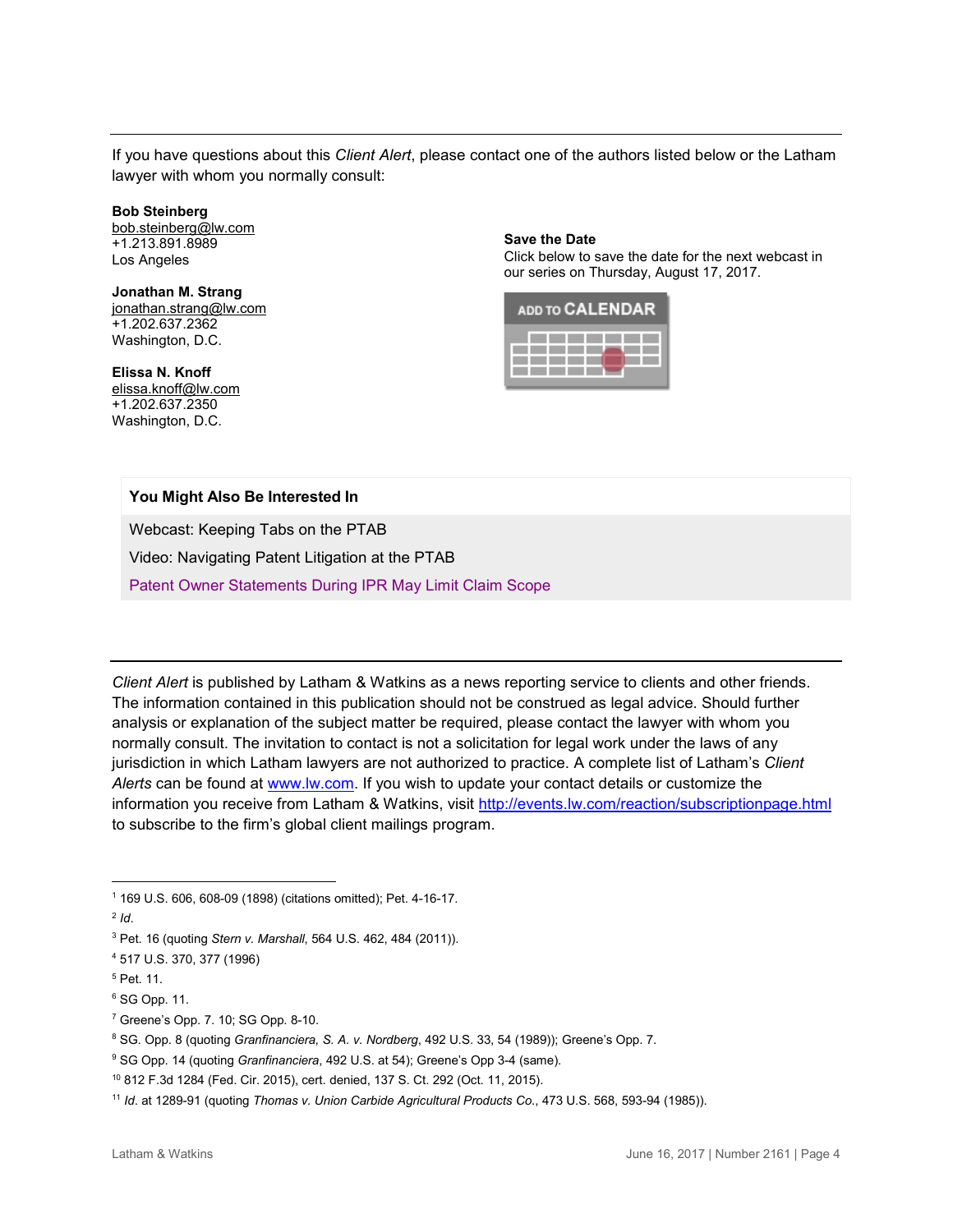If you have questions about this *Client Alert*, please contact one of the authors listed below or the Latham lawyer with whom you normally consult:

**Bob Steinberg**
bob.steinberg@lw.com
+1.213.891.8989
Los Angeles

**Jonathan M. Strang**
jonathan.strang@lw.com
+1.202.637.2362
Washington, D.C.

**Elissa N. Knoff**
elissa.knoff@lw.com
+1.202.637.2350
Washington, D.C.

**Save the Date**
Click below to save the date for the next webcast in our series on Thursday, August 17, 2017.

ADD TO CALENDAR

**You Might Also Be Interested In**

Webcast: Keeping Tabs on the PTAB

Video: Navigating Patent Litigation at the PTAB

Patent Owner Statements During IPR May Limit Claim Scope

---

*Client Alert* is published by Latham & Watkins as a news reporting service to clients and other friends. The information contained in this publication should not be construed as legal advice. Should further analysis or explanation of the subject matter be required, please contact the lawyer with whom you normally consult. The invitation to contact is not a solicitation for legal work under the laws of any jurisdiction in which Latham lawyers are not authorized to practice. A complete list of Latham's *Client Alerts* can be found at www.lw.com. If you wish to update your contact details or customize the information you receive from Latham & Watkins, visit http://events.lw.com/reaction/subscriptionpage.html to subscribe to the firm's global client mailings program.

---

[1] 169 U.S. 606, 608-09 (1898) (citations omitted); Pet. 4-16-17.

[2] *Id*.

[3] Pet. 16 (quoting *Stern v. Marshall*, 564 U.S. 462, 484 (2011)).

[4] 517 U.S. 370, 377 (1996)

[5] Pet. 11.

[6] SG Opp. 11.

[7] Greene's Opp. 7. 10; SG Opp. 8-10.

[8] SG. Opp. 8 (quoting *Granfinanciera, S. A. v. Nordberg*, 492 U.S. 33, 54 (1989)); Greene's Opp. 7.

[9] SG Opp. 14 (quoting *Granfinanciera*, 492 U.S. at 54); Greene's Opp 3-4 (same).

[10] 812 F.3d 1284 (Fed. Cir. 2015), cert. denied, 137 S. Ct. 292 (Oct. 11, 2015).

[11] *Id*. at 1289-91 (quoting *Thomas v. Union Carbide Agricultural Products Co*., 473 U.S. 568, 593-94 (1985)).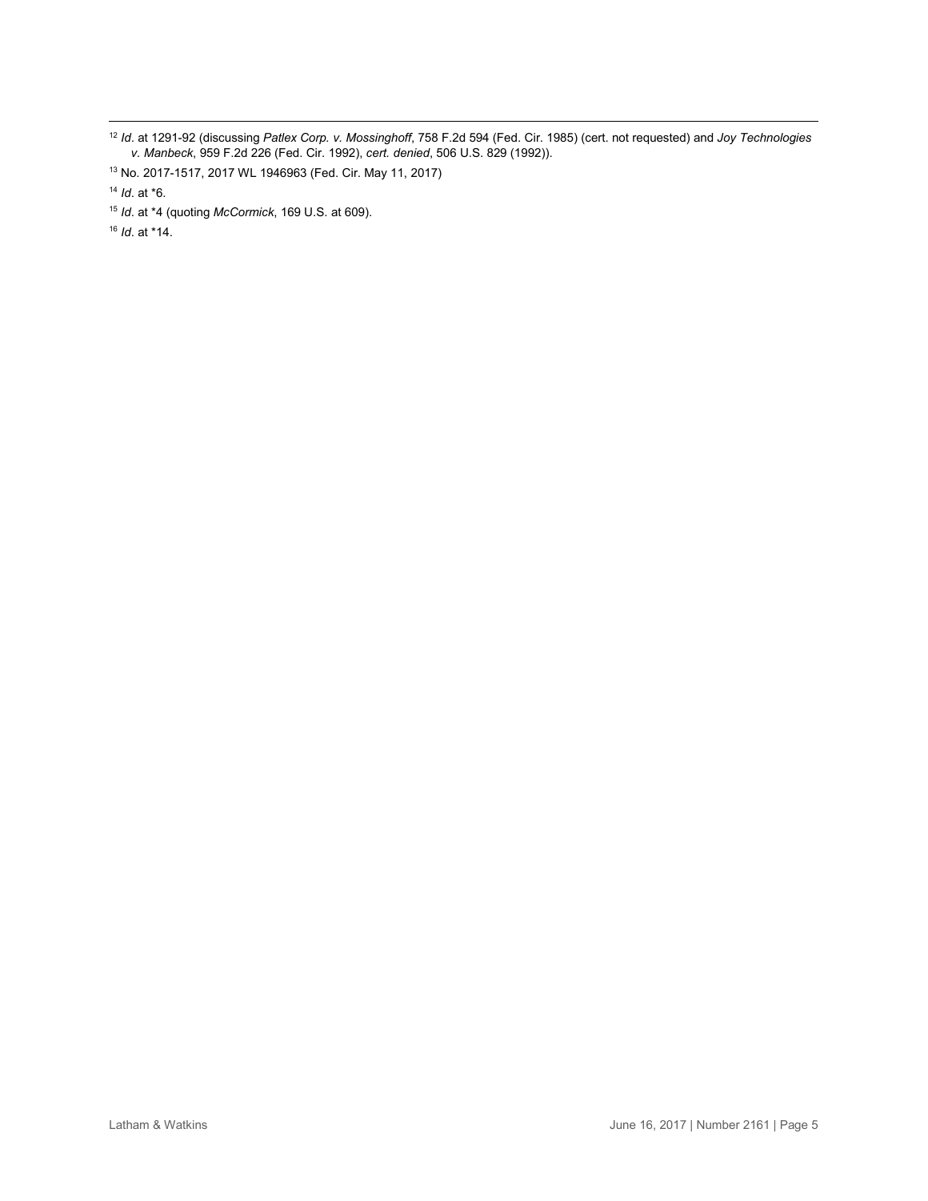[12] *Id*. at 1291-92 (discussing *Patlex Corp. v. Mossinghoff*, 758 F.2d 594 (Fed. Cir. 1985) (cert. not requested) and *Joy Technologies v. Manbeck*, 959 F.2d 226 (Fed. Cir. 1992), *cert. denied*, 506 U.S. 829 (1992)).

[13] No. 2017-1517, 2017 WL 1946963 (Fed. Cir. May 11, 2017)

[14] *Id*. at *6.

[15] *Id*. at *4 (quoting *McCormick*, 169 U.S. at 609).

[16] *Id*. at *14.